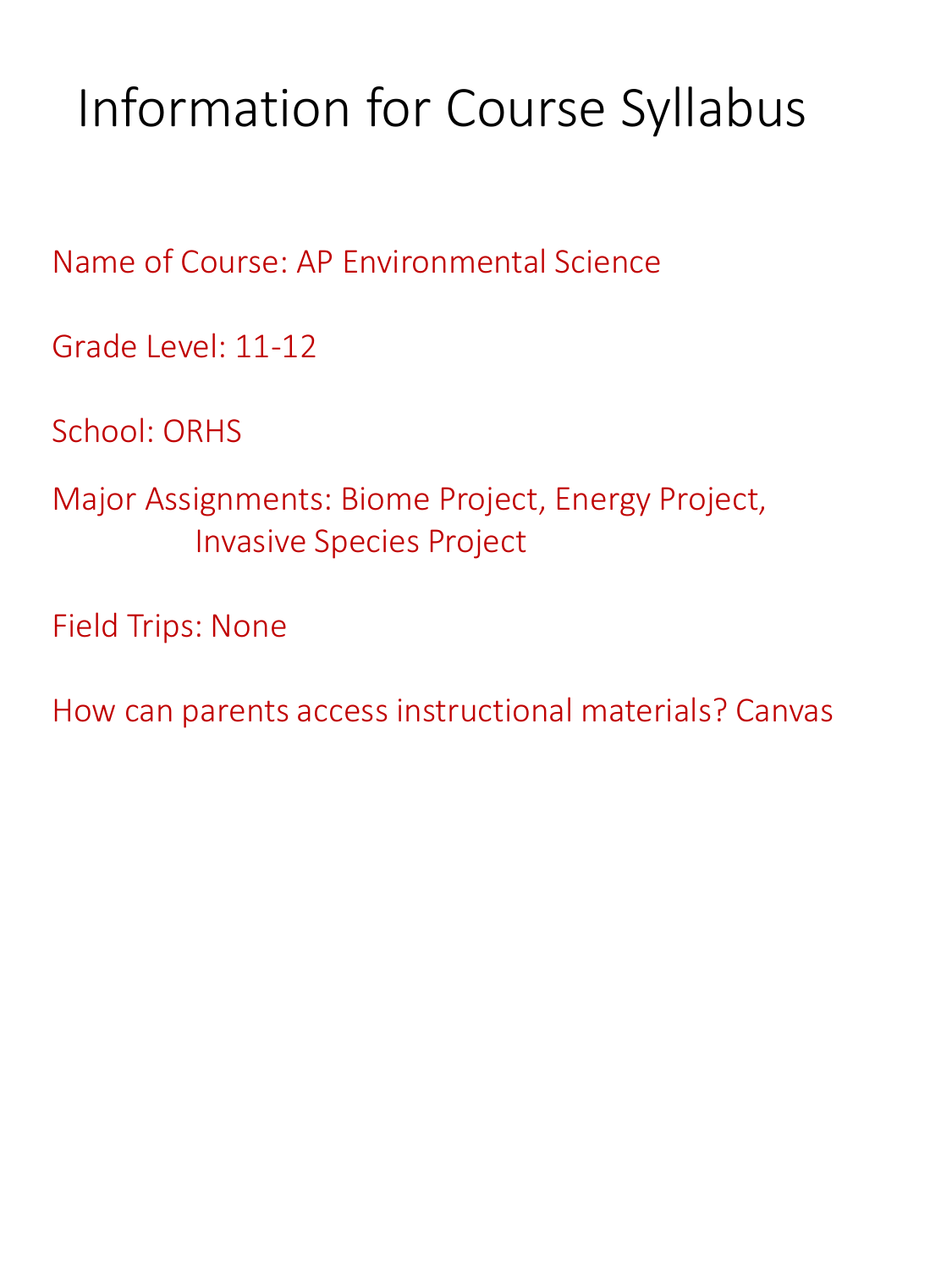# Information for Course Syllabus

Name of Course: AP Environmental Science

Grade Level: 11-12

School: ORHS

Major Assignments: Biome Project, Energy Project, Invasive Species Project

Field Trips: None

How can parents access instructional materials? Canvas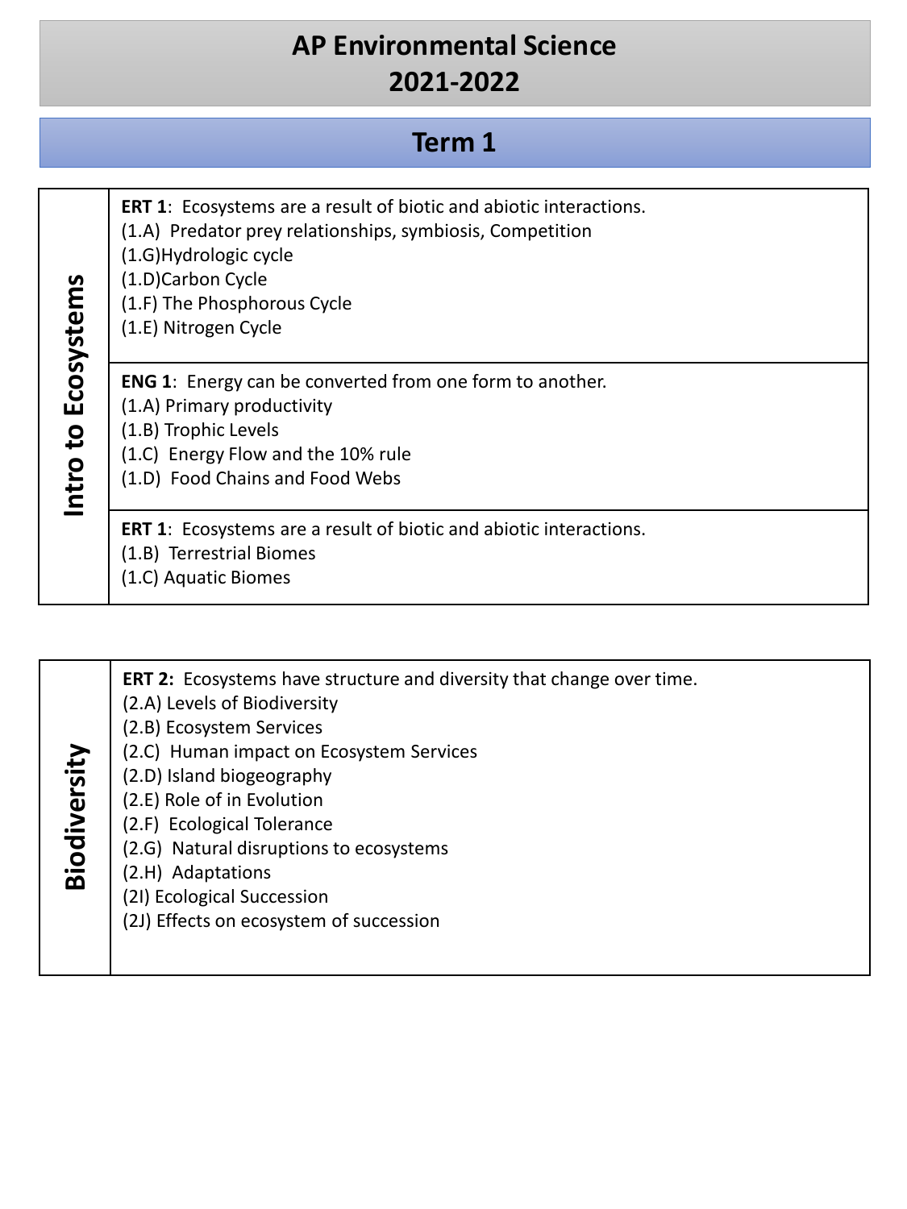# AP Environmental Science
# 2021-2022

## Term 1

| Intro to Ecosystems | |
|---|---|
| | **ERT 1**: Ecosystems are a result of biotic and abiotic interactions.<br>(1.A) Predator prey relationships, symbiosis, Competition<br>(1.G)Hydrologic cycle<br>(1.D)Carbon Cycle<br>(1.F) The Phosphorous Cycle<br>(1.E) Nitrogen Cycle |
| | **ENG 1**: Energy can be converted from one form to another.<br>(1.A) Primary productivity<br>(1.B) Trophic Levels<br>(1.C) Energy Flow and the 10% rule<br>(1.D) Food Chains and Food Webs |
| | **ERT 1**: Ecosystems are a result of biotic and abiotic interactions.<br>(1.B) Terrestrial Biomes<br>(1.C) Aquatic Biomes |

| Biodiversity | |
|---|---|
| | **ERT 2:** Ecosystems have structure and diversity that change over time.<br>(2.A) Levels of Biodiversity<br>(2.B) Ecosystem Services<br>(2.C) Human impact on Ecosystem Services<br>(2.D) Island biogeography<br>(2.E) Role of in Evolution<br>(2.F) Ecological Tolerance<br>(2.G) Natural disruptions to ecosystems<br>(2.H) Adaptations<br>(2I) Ecological Succession<br>(2J) Effects on ecosystem of succession |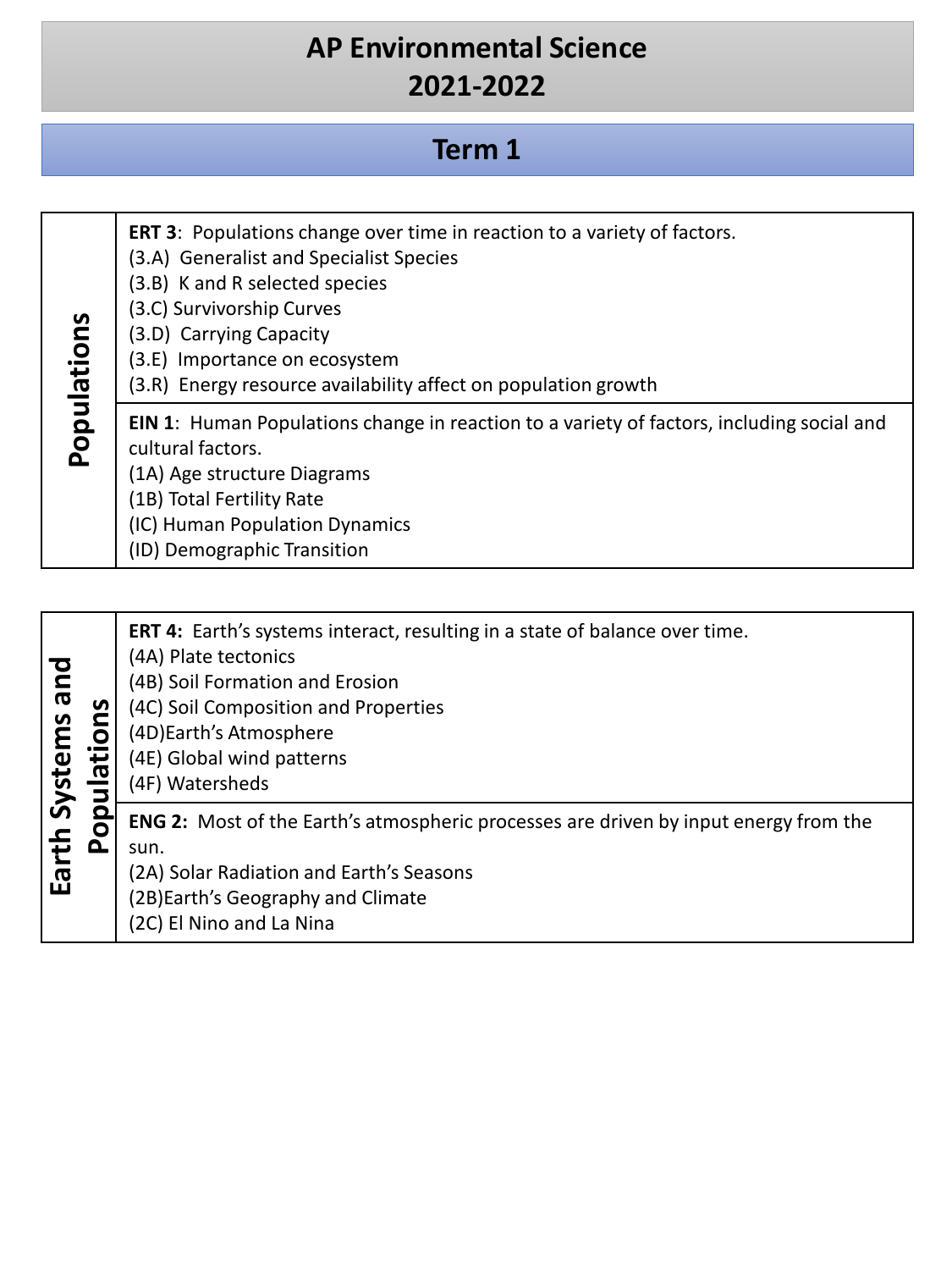# AP Environmental Science 2021-2022

## Term 1

| Populations | |
|---|---|
| | **ERT 3**: Populations change over time in reaction to a variety of factors.<br>(3.A) Generalist and Specialist Species<br>(3.B) K and R selected species<br>(3.C) Survivorship Curves<br>(3.D) Carrying Capacity<br>(3.E) Importance on ecosystem<br>(3.R) Energy resource availability affect on population growth |
| | **EIN 1**: Human Populations change in reaction to a variety of factors, including social and cultural factors.<br>(1A) Age structure Diagrams<br>(1B) Total Fertility Rate<br>(IC) Human Population Dynamics<br>(ID) Demographic Transition |

| Earth Systems and Populations | |
|---|---|
| | **ERT 4:** Earth's systems interact, resulting in a state of balance over time.<br>(4A) Plate tectonics<br>(4B) Soil Formation and Erosion<br>(4C) Soil Composition and Properties<br>(4D)Earth's Atmosphere<br>(4E) Global wind patterns<br>(4F) Watersheds |
| | **ENG 2:** Most of the Earth's atmospheric processes are driven by input energy from the sun.<br>(2A) Solar Radiation and Earth's Seasons<br>(2B)Earth's Geography and Climate<br>(2C) El Nino and La Nina |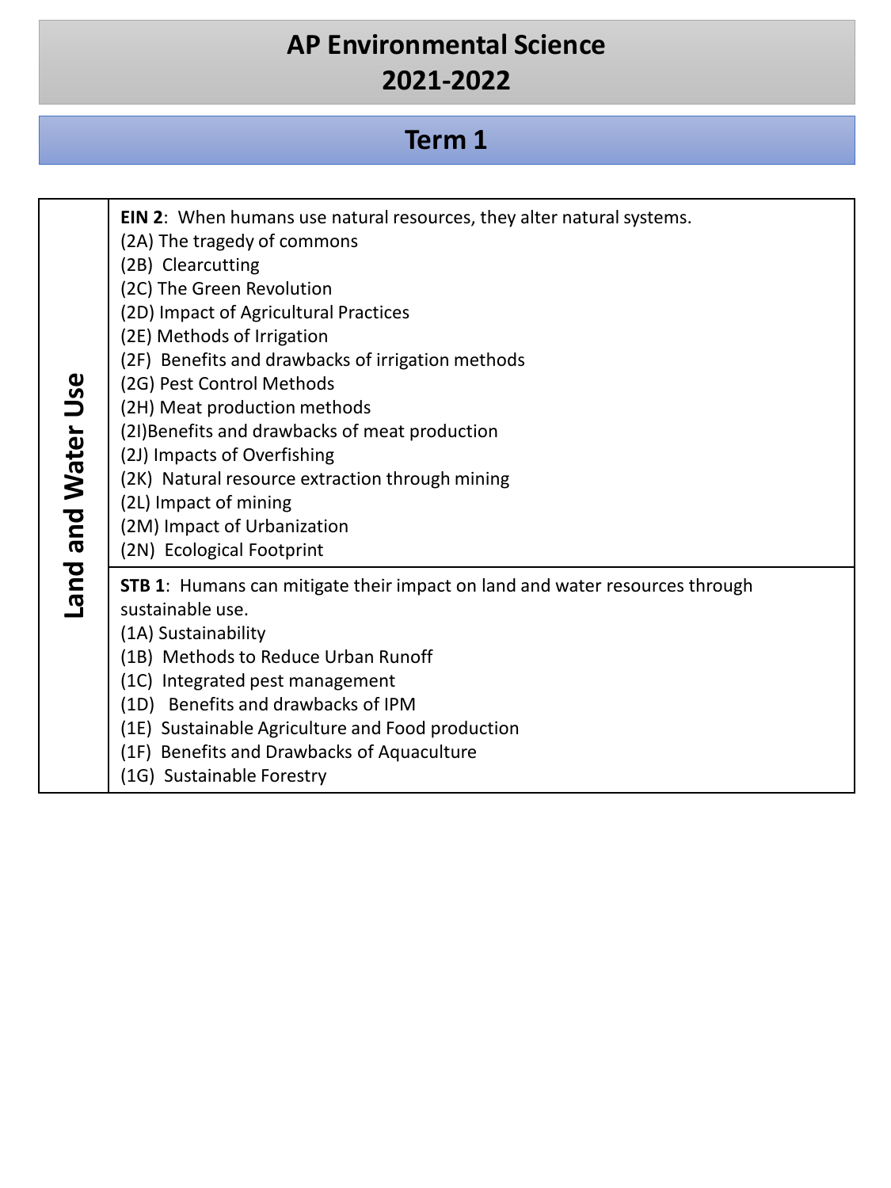# AP Environmental Science
# 2021-2022

## Term 1

| Land and Water Use | |
|---|---|
| | **EIN 2**: When humans use natural resources, they alter natural systems.<br>(2A) The tragedy of commons<br>(2B) Clearcutting<br>(2C) The Green Revolution<br>(2D) Impact of Agricultural Practices<br>(2E) Methods of Irrigation<br>(2F) Benefits and drawbacks of irrigation methods<br>(2G) Pest Control Methods<br>(2H) Meat production methods<br>(2I)Benefits and drawbacks of meat production<br>(2J) Impacts of Overfishing<br>(2K) Natural resource extraction through mining<br>(2L) Impact of mining<br>(2M) Impact of Urbanization<br>(2N) Ecological Footprint |
| | **STB 1**: Humans can mitigate their impact on land and water resources through sustainable use.<br>(1A) Sustainability<br>(1B) Methods to Reduce Urban Runoff<br>(1C) Integrated pest management<br>(1D) Benefits and drawbacks of IPM<br>(1E) Sustainable Agriculture and Food production<br>(1F) Benefits and Drawbacks of Aquaculture<br>(1G) Sustainable Forestry |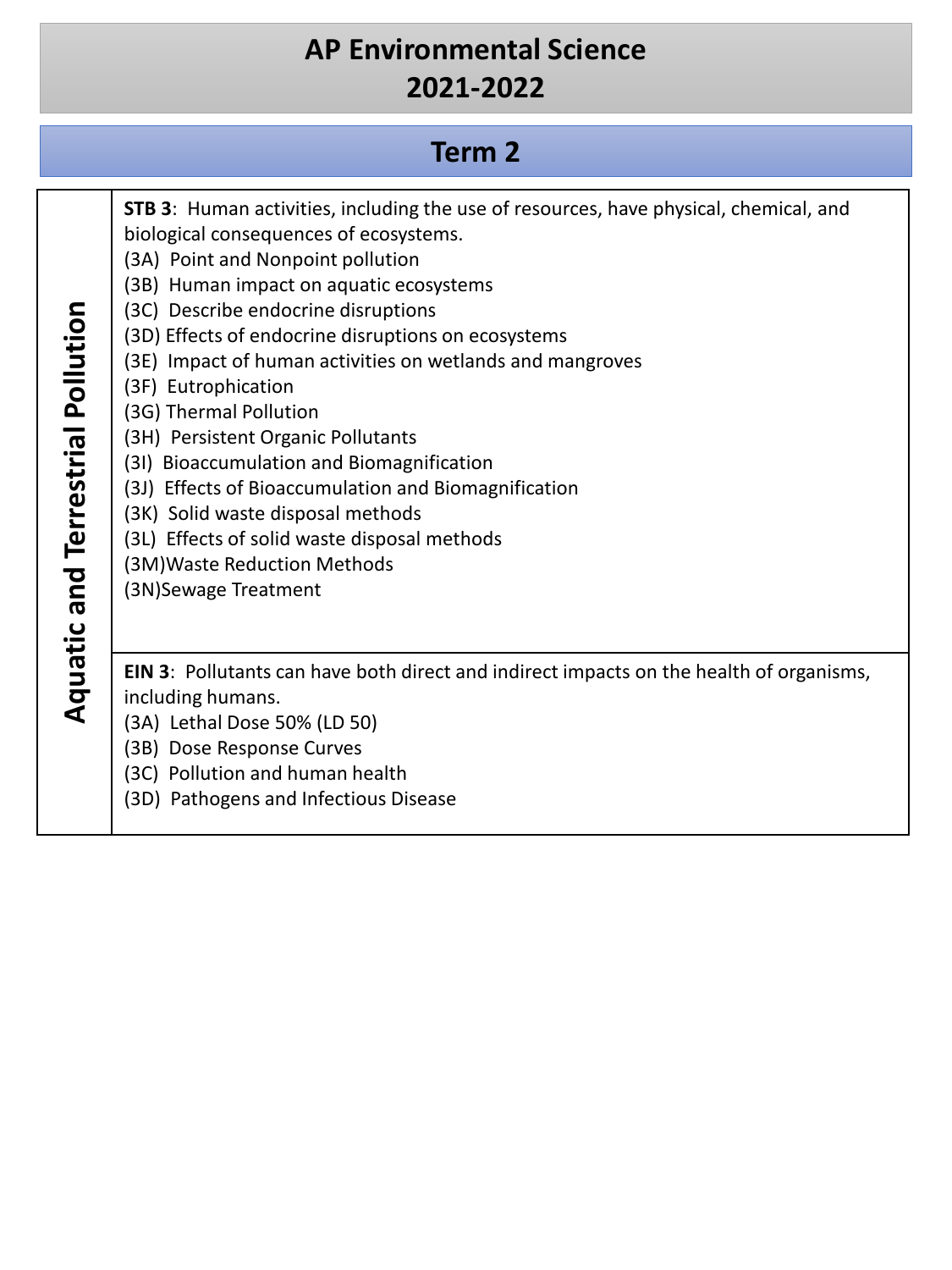# AP Environmental Science
# 2021-2022

## Term 2

| Aquatic and Terrestrial Pollution | |
|---|---|
| | **STB 3**: Human activities, including the use of resources, have physical, chemical, and biological consequences of ecosystems.<br>(3A) Point and Nonpoint pollution<br>(3B) Human impact on aquatic ecosystems<br>(3C) Describe endocrine disruptions<br>(3D) Effects of endocrine disruptions on ecosystems<br>(3E) Impact of human activities on wetlands and mangroves<br>(3F) Eutrophication<br>(3G) Thermal Pollution<br>(3H) Persistent Organic Pollutants<br>(3I) Bioaccumulation and Biomagnification<br>(3J) Effects of Bioaccumulation and Biomagnification<br>(3K) Solid waste disposal methods<br>(3L) Effects of solid waste disposal methods<br>(3M)Waste Reduction Methods<br>(3N)Sewage Treatment |
| | **EIN 3**: Pollutants can have both direct and indirect impacts on the health of organisms, including humans.<br>(3A) Lethal Dose 50% (LD 50)<br>(3B) Dose Response Curves<br>(3C) Pollution and human health<br>(3D) Pathogens and Infectious Disease |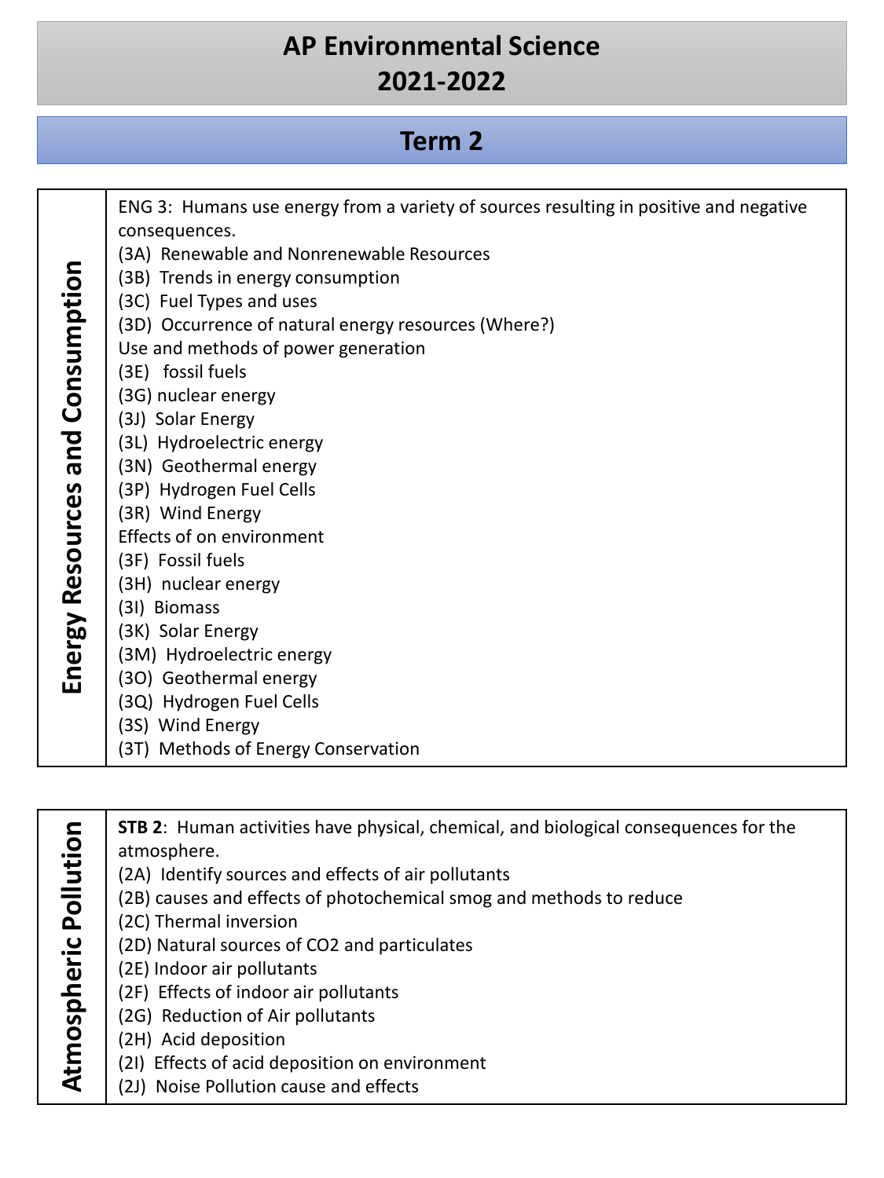# AP Environmental Science
# 2021-2022

## Term 2

| Energy Resources and Consumption | ENG 3: Humans use energy from a variety of sources resulting in positive and negative consequences.<br>(3A) Renewable and Nonrenewable Resources<br>(3B) Trends in energy consumption<br>(3C) Fuel Types and uses<br>(3D) Occurrence of natural energy resources (Where?)<br>Use and methods of power generation<br>(3E) fossil fuels<br>(3G) nuclear energy<br>(3J) Solar Energy<br>(3L) Hydroelectric energy<br>(3N) Geothermal energy<br>(3P) Hydrogen Fuel Cells<br>(3R) Wind Energy<br>Effects of on environment<br>(3F) Fossil fuels<br>(3H) nuclear energy<br>(3I) Biomass<br>(3K) Solar Energy<br>(3M) Hydroelectric energy<br>(3O) Geothermal energy<br>(3Q) Hydrogen Fuel Cells<br>(3S) Wind Energy<br>(3T) Methods of Energy Conservation |
|---|---|

| Atmospheric Pollution | **STB 2**: Human activities have physical, chemical, and biological consequences for the atmosphere.<br>(2A) Identify sources and effects of air pollutants<br>(2B) causes and effects of photochemical smog and methods to reduce<br>(2C) Thermal inversion<br>(2D) Natural sources of CO2 and particulates<br>(2E) Indoor air pollutants<br>(2F) Effects of indoor air pollutants<br>(2G) Reduction of Air pollutants<br>(2H) Acid deposition<br>(2I) Effects of acid deposition on environment<br>(2J) Noise Pollution cause and effects |
|---|---|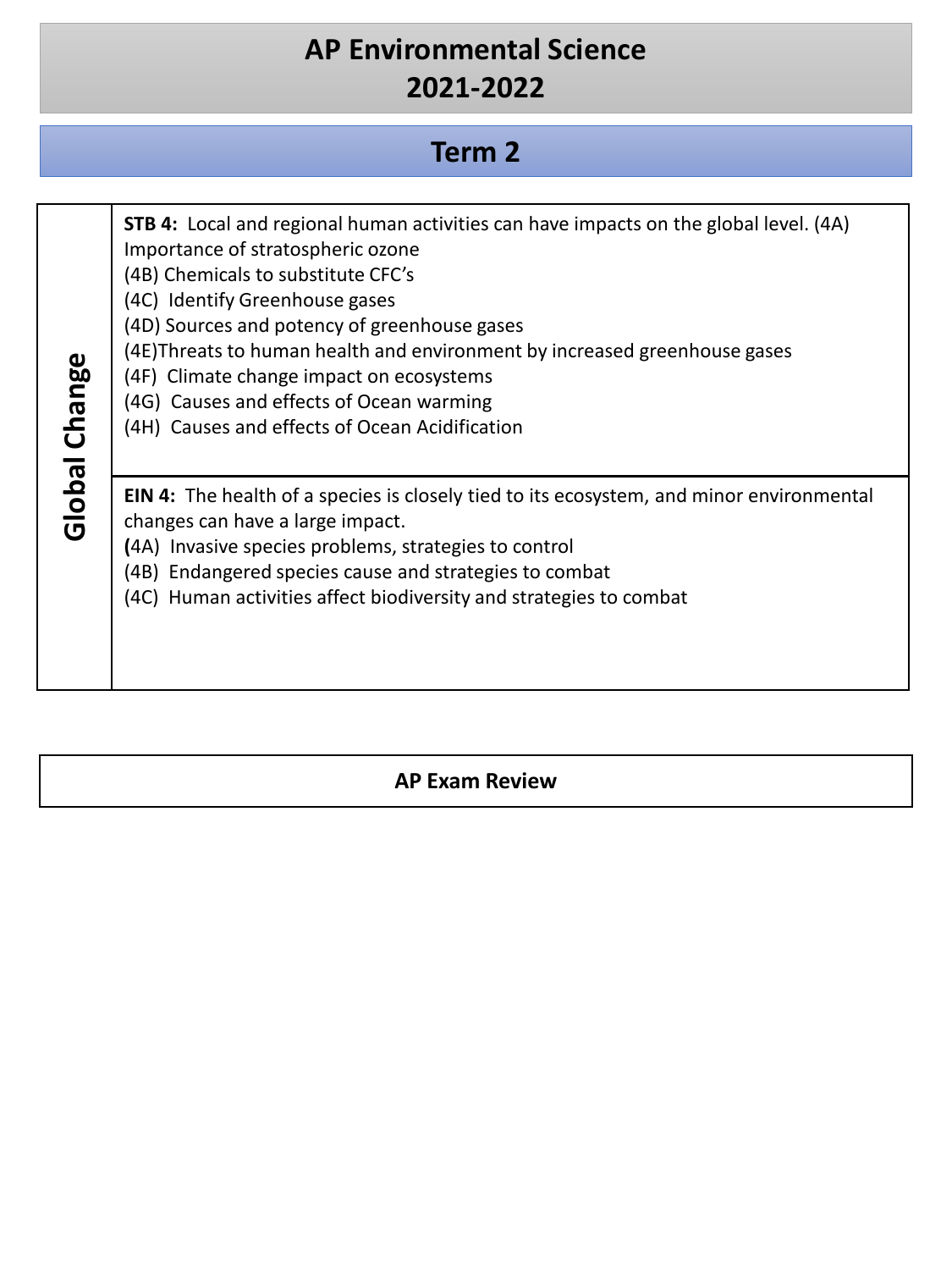# AP Environmental Science 2021-2022

## Term 2

| | |
|---|---|
| **Global Change** | **STB 4:** Local and regional human activities can have impacts on the global level. (4A) Importance of stratospheric ozone<br>(4B) Chemicals to substitute CFC's<br>(4C) Identify Greenhouse gases<br>(4D) Sources and potency of greenhouse gases<br>(4E)Threats to human health and environment by increased greenhouse gases<br>(4F) Climate change impact on ecosystems<br>(4G) Causes and effects of Ocean warming<br>(4H) Causes and effects of Ocean Acidification |
| | **EIN 4:** The health of a species is closely tied to its ecosystem, and minor environmental changes can have a large impact.<br>(4A) Invasive species problems, strategies to control<br>(4B) Endangered species cause and strategies to combat<br>(4C) Human activities affect biodiversity and strategies to combat |

**AP Exam Review**